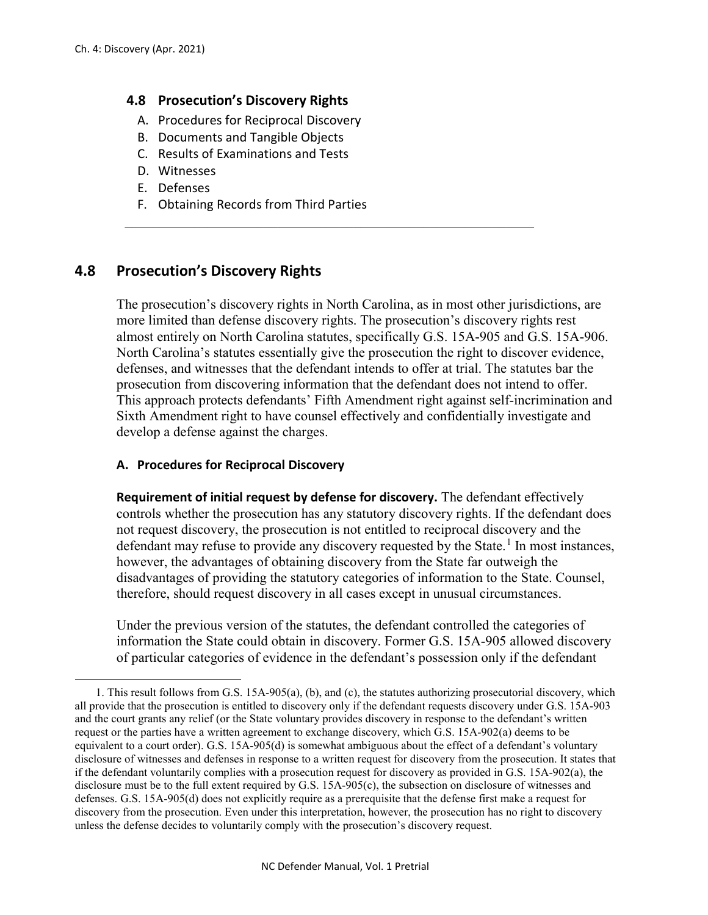## 4.8 Prosecution's Discovery Rights

A. Procedures for Reciprocal Discovery
B. Documents and Tangible Objects
C. Results of Examinations and Tests
D. Witnesses
E. Defenses
F. Obtaining Records from Third Parties

---

## 4.8 Prosecution's Discovery Rights

The prosecution's discovery rights in North Carolina, as in most other jurisdictions, are more limited than defense discovery rights. The prosecution's discovery rights rest almost entirely on North Carolina statutes, specifically G.S. 15A-905 and G.S. 15A-906. North Carolina's statutes essentially give the prosecution the right to discover evidence, defenses, and witnesses that the defendant intends to offer at trial. The statutes bar the prosecution from discovering information that the defendant does not intend to offer. This approach protects defendants' Fifth Amendment right against self-incrimination and Sixth Amendment right to have counsel effectively and confidentially investigate and develop a defense against the charges.

### A. Procedures for Reciprocal Discovery

**Requirement of initial request by defense for discovery.** The defendant effectively controls whether the prosecution has any statutory discovery rights. If the defendant does not request discovery, the prosecution is not entitled to reciprocal discovery and the defendant may refuse to provide any discovery requested by the State.[1] In most instances, however, the advantages of obtaining discovery from the State far outweigh the disadvantages of providing the statutory categories of information to the State. Counsel, therefore, should request discovery in all cases except in unusual circumstances.

Under the previous version of the statutes, the defendant controlled the categories of information the State could obtain in discovery. Former G.S. 15A-905 allowed discovery of particular categories of evidence in the defendant's possession only if the defendant

---

1. This result follows from G.S. 15A-905(a), (b), and (c), the statutes authorizing prosecutorial discovery, which all provide that the prosecution is entitled to discovery only if the defendant requests discovery under G.S. 15A-903 and the court grants any relief (or the State voluntary provides discovery in response to the defendant's written request or the parties have a written agreement to exchange discovery, which G.S. 15A-902(a) deems to be equivalent to a court order). G.S. 15A-905(d) is somewhat ambiguous about the effect of a defendant's voluntary disclosure of witnesses and defenses in response to a written request for discovery from the prosecution. It states that if the defendant voluntarily complies with a prosecution request for discovery as provided in G.S. 15A-902(a), the disclosure must be to the full extent required by G.S. 15A-905(c), the subsection on disclosure of witnesses and defenses. G.S. 15A-905(d) does not explicitly require as a prerequisite that the defense first make a request for discovery from the prosecution. Even under this interpretation, however, the prosecution has no right to discovery unless the defense decides to voluntarily comply with the prosecution's discovery request.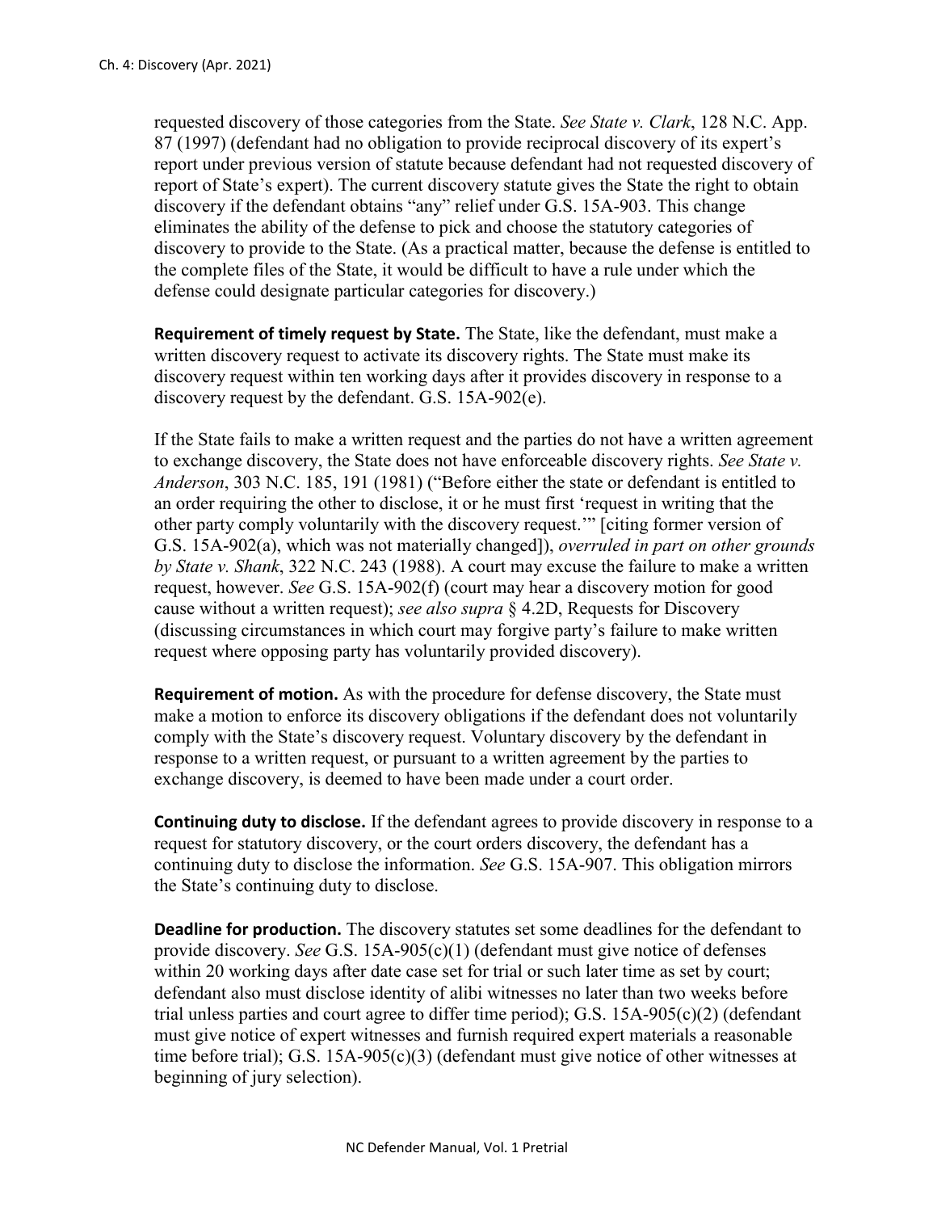requested discovery of those categories from the State. *See State v. Clark*, 128 N.C. App. 87 (1997) (defendant had no obligation to provide reciprocal discovery of its expert's report under previous version of statute because defendant had not requested discovery of report of State's expert). The current discovery statute gives the State the right to obtain discovery if the defendant obtains "any" relief under G.S. 15A-903. This change eliminates the ability of the defense to pick and choose the statutory categories of discovery to provide to the State. (As a practical matter, because the defense is entitled to the complete files of the State, it would be difficult to have a rule under which the defense could designate particular categories for discovery.)

**Requirement of timely request by State.** The State, like the defendant, must make a written discovery request to activate its discovery rights. The State must make its discovery request within ten working days after it provides discovery in response to a discovery request by the defendant. G.S. 15A-902(e).

If the State fails to make a written request and the parties do not have a written agreement to exchange discovery, the State does not have enforceable discovery rights. *See State v. Anderson*, 303 N.C. 185, 191 (1981) ("Before either the state or defendant is entitled to an order requiring the other to disclose, it or he must first 'request in writing that the other party comply voluntarily with the discovery request.'" [citing former version of G.S. 15A-902(a), which was not materially changed]), *overruled in part on other grounds by State v. Shank*, 322 N.C. 243 (1988). A court may excuse the failure to make a written request, however. *See* G.S. 15A-902(f) (court may hear a discovery motion for good cause without a written request); *see also supra* § 4.2D, Requests for Discovery (discussing circumstances in which court may forgive party's failure to make written request where opposing party has voluntarily provided discovery).

**Requirement of motion.** As with the procedure for defense discovery, the State must make a motion to enforce its discovery obligations if the defendant does not voluntarily comply with the State's discovery request. Voluntary discovery by the defendant in response to a written request, or pursuant to a written agreement by the parties to exchange discovery, is deemed to have been made under a court order.

**Continuing duty to disclose.** If the defendant agrees to provide discovery in response to a request for statutory discovery, or the court orders discovery, the defendant has a continuing duty to disclose the information. *See* G.S. 15A-907. This obligation mirrors the State's continuing duty to disclose.

**Deadline for production.** The discovery statutes set some deadlines for the defendant to provide discovery. *See* G.S. 15A-905(c)(1) (defendant must give notice of defenses within 20 working days after date case set for trial or such later time as set by court; defendant also must disclose identity of alibi witnesses no later than two weeks before trial unless parties and court agree to differ time period); G.S. 15A-905(c)(2) (defendant must give notice of expert witnesses and furnish required expert materials a reasonable time before trial); G.S. 15A-905(c)(3) (defendant must give notice of other witnesses at beginning of jury selection).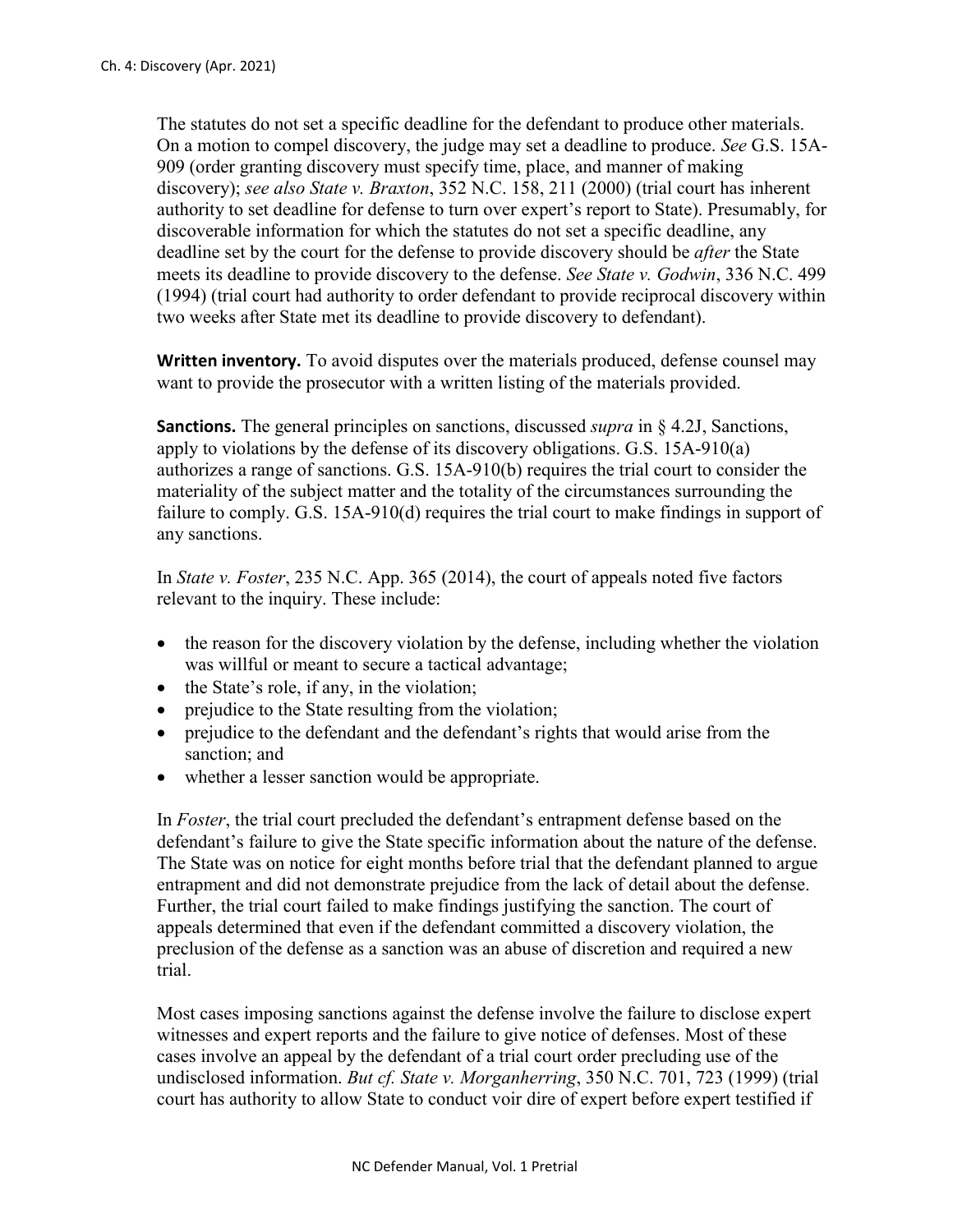The statutes do not set a specific deadline for the defendant to produce other materials. On a motion to compel discovery, the judge may set a deadline to produce. *See* G.S. 15A-909 (order granting discovery must specify time, place, and manner of making discovery); *see also State v. Braxton*, 352 N.C. 158, 211 (2000) (trial court has inherent authority to set deadline for defense to turn over expert's report to State). Presumably, for discoverable information for which the statutes do not set a specific deadline, any deadline set by the court for the defense to provide discovery should be *after* the State meets its deadline to provide discovery to the defense. *See State v. Godwin*, 336 N.C. 499 (1994) (trial court had authority to order defendant to provide reciprocal discovery within two weeks after State met its deadline to provide discovery to defendant).

**Written inventory.** To avoid disputes over the materials produced, defense counsel may want to provide the prosecutor with a written listing of the materials provided.

**Sanctions.** The general principles on sanctions, discussed *supra* in § 4.2J, Sanctions, apply to violations by the defense of its discovery obligations. G.S. 15A-910(a) authorizes a range of sanctions. G.S. 15A-910(b) requires the trial court to consider the materiality of the subject matter and the totality of the circumstances surrounding the failure to comply. G.S. 15A-910(d) requires the trial court to make findings in support of any sanctions.

In *State v. Foster*, 235 N.C. App. 365 (2014), the court of appeals noted five factors relevant to the inquiry. These include:

- the reason for the discovery violation by the defense, including whether the violation was willful or meant to secure a tactical advantage;
- the State's role, if any, in the violation;
- prejudice to the State resulting from the violation;
- prejudice to the defendant and the defendant's rights that would arise from the sanction; and
- whether a lesser sanction would be appropriate.

In *Foster*, the trial court precluded the defendant's entrapment defense based on the defendant's failure to give the State specific information about the nature of the defense. The State was on notice for eight months before trial that the defendant planned to argue entrapment and did not demonstrate prejudice from the lack of detail about the defense. Further, the trial court failed to make findings justifying the sanction. The court of appeals determined that even if the defendant committed a discovery violation, the preclusion of the defense as a sanction was an abuse of discretion and required a new trial.

Most cases imposing sanctions against the defense involve the failure to disclose expert witnesses and expert reports and the failure to give notice of defenses. Most of these cases involve an appeal by the defendant of a trial court order precluding use of the undisclosed information. *But cf. State v. Morganherring*, 350 N.C. 701, 723 (1999) (trial court has authority to allow State to conduct voir dire of expert before expert testified if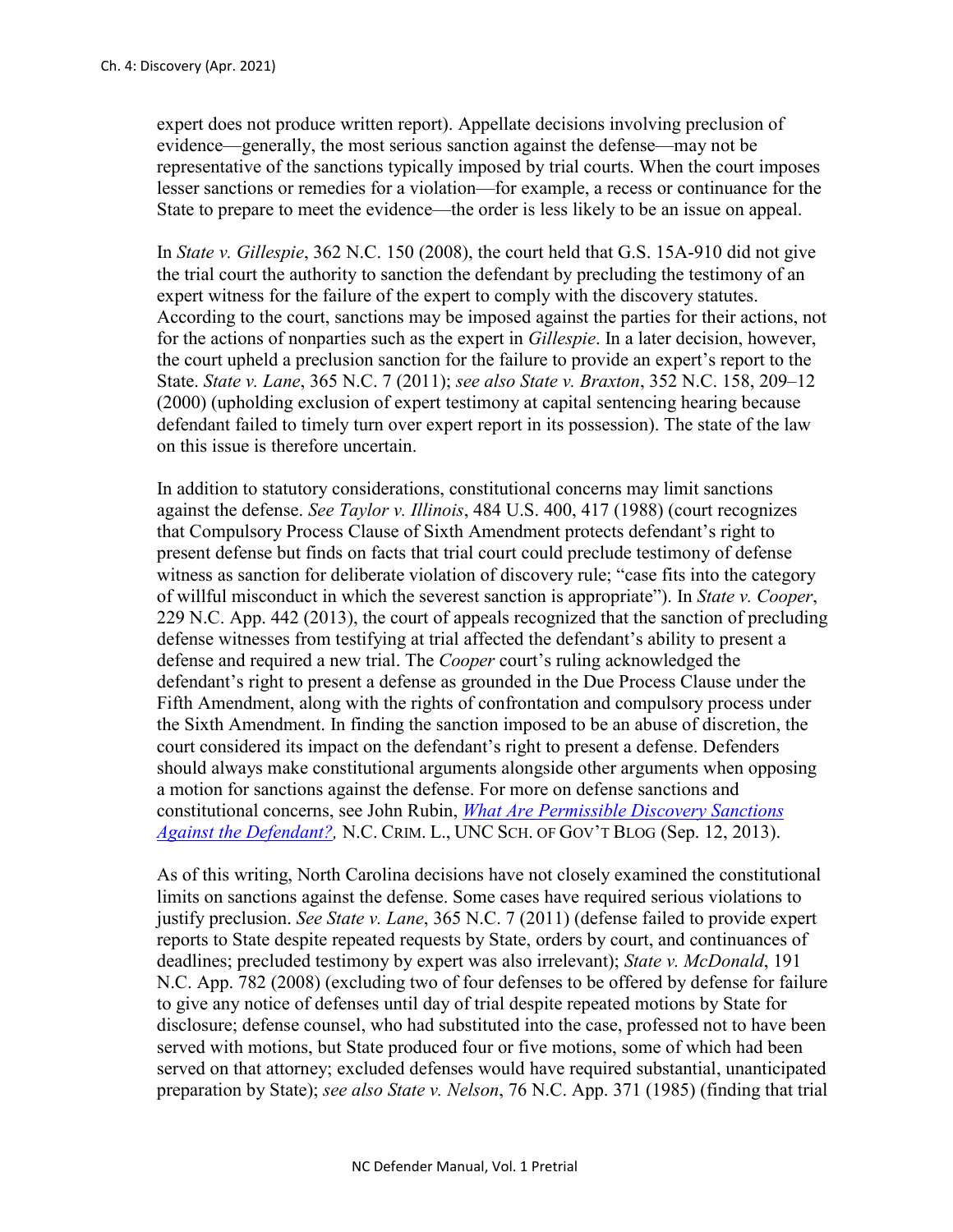expert does not produce written report). Appellate decisions involving preclusion of evidence—generally, the most serious sanction against the defense—may not be representative of the sanctions typically imposed by trial courts. When the court imposes lesser sanctions or remedies for a violation—for example, a recess or continuance for the State to prepare to meet the evidence—the order is less likely to be an issue on appeal.

In *State v. Gillespie*, 362 N.C. 150 (2008), the court held that G.S. 15A-910 did not give the trial court the authority to sanction the defendant by precluding the testimony of an expert witness for the failure of the expert to comply with the discovery statutes. According to the court, sanctions may be imposed against the parties for their actions, not for the actions of nonparties such as the expert in *Gillespie*. In a later decision, however, the court upheld a preclusion sanction for the failure to provide an expert's report to the State. *State v. Lane*, 365 N.C. 7 (2011); *see also State v. Braxton*, 352 N.C. 158, 209–12 (2000) (upholding exclusion of expert testimony at capital sentencing hearing because defendant failed to timely turn over expert report in its possession). The state of the law on this issue is therefore uncertain.

In addition to statutory considerations, constitutional concerns may limit sanctions against the defense. *See Taylor v. Illinois*, 484 U.S. 400, 417 (1988) (court recognizes that Compulsory Process Clause of Sixth Amendment protects defendant's right to present defense but finds on facts that trial court could preclude testimony of defense witness as sanction for deliberate violation of discovery rule; "case fits into the category of willful misconduct in which the severest sanction is appropriate"). In *State v. Cooper*, 229 N.C. App. 442 (2013), the court of appeals recognized that the sanction of precluding defense witnesses from testifying at trial affected the defendant's ability to present a defense and required a new trial. The *Cooper* court's ruling acknowledged the defendant's right to present a defense as grounded in the Due Process Clause under the Fifth Amendment, along with the rights of confrontation and compulsory process under the Sixth Amendment. In finding the sanction imposed to be an abuse of discretion, the court considered its impact on the defendant's right to present a defense. Defenders should always make constitutional arguments alongside other arguments when opposing a motion for sanctions against the defense. For more on defense sanctions and constitutional concerns, see John Rubin, *What Are Permissible Discovery Sanctions Against the Defendant?,* N.C. CRIM. L., UNC SCH. OF GOV'T BLOG (Sep. 12, 2013).

As of this writing, North Carolina decisions have not closely examined the constitutional limits on sanctions against the defense. Some cases have required serious violations to justify preclusion. *See State v. Lane*, 365 N.C. 7 (2011) (defense failed to provide expert reports to State despite repeated requests by State, orders by court, and continuances of deadlines; precluded testimony by expert was also irrelevant); *State v. McDonald*, 191 N.C. App. 782 (2008) (excluding two of four defenses to be offered by defense for failure to give any notice of defenses until day of trial despite repeated motions by State for disclosure; defense counsel, who had substituted into the case, professed not to have been served with motions, but State produced four or five motions, some of which had been served on that attorney; excluded defenses would have required substantial, unanticipated preparation by State); *see also State v. Nelson*, 76 N.C. App. 371 (1985) (finding that trial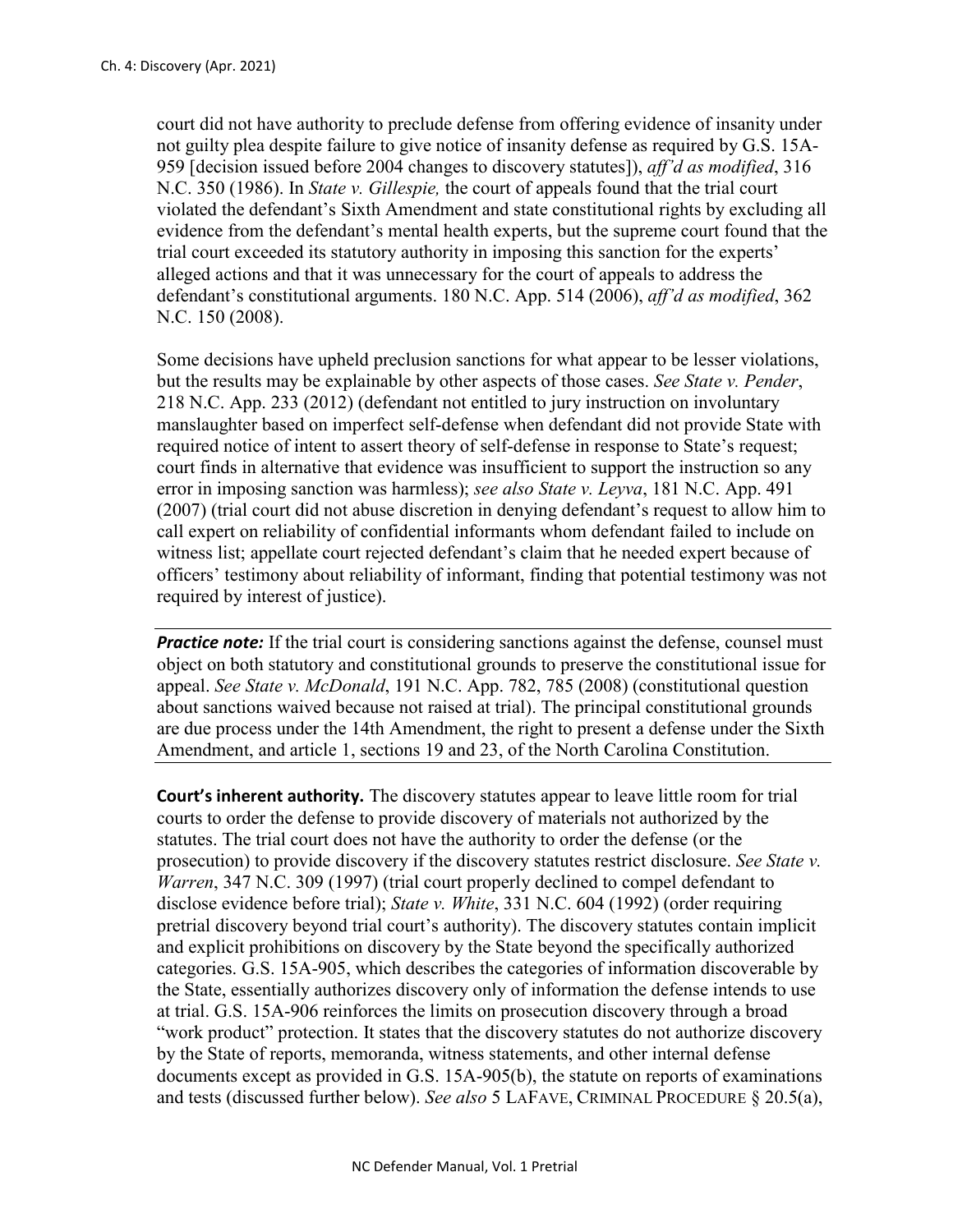court did not have authority to preclude defense from offering evidence of insanity under not guilty plea despite failure to give notice of insanity defense as required by G.S. 15A-959 [decision issued before 2004 changes to discovery statutes]), *aff'd as modified*, 316 N.C. 350 (1986). In *State v. Gillespie,* the court of appeals found that the trial court violated the defendant's Sixth Amendment and state constitutional rights by excluding all evidence from the defendant's mental health experts, but the supreme court found that the trial court exceeded its statutory authority in imposing this sanction for the experts' alleged actions and that it was unnecessary for the court of appeals to address the defendant's constitutional arguments. 180 N.C. App. 514 (2006), *aff'd as modified*, 362 N.C. 150 (2008).

Some decisions have upheld preclusion sanctions for what appear to be lesser violations, but the results may be explainable by other aspects of those cases. *See State v. Pender*, 218 N.C. App. 233 (2012) (defendant not entitled to jury instruction on involuntary manslaughter based on imperfect self-defense when defendant did not provide State with required notice of intent to assert theory of self-defense in response to State's request; court finds in alternative that evidence was insufficient to support the instruction so any error in imposing sanction was harmless); *see also State v. Leyva*, 181 N.C. App. 491 (2007) (trial court did not abuse discretion in denying defendant's request to allow him to call expert on reliability of confidential informants whom defendant failed to include on witness list; appellate court rejected defendant's claim that he needed expert because of officers' testimony about reliability of informant, finding that potential testimony was not required by interest of justice).

***Practice note:*** If the trial court is considering sanctions against the defense, counsel must object on both statutory and constitutional grounds to preserve the constitutional issue for appeal. *See State v. McDonald*, 191 N.C. App. 782, 785 (2008) (constitutional question about sanctions waived because not raised at trial). The principal constitutional grounds are due process under the 14th Amendment, the right to present a defense under the Sixth Amendment, and article 1, sections 19 and 23, of the North Carolina Constitution.

**Court's inherent authority.** The discovery statutes appear to leave little room for trial courts to order the defense to provide discovery of materials not authorized by the statutes. The trial court does not have the authority to order the defense (or the prosecution) to provide discovery if the discovery statutes restrict disclosure. *See State v. Warren*, 347 N.C. 309 (1997) (trial court properly declined to compel defendant to disclose evidence before trial); *State v. White*, 331 N.C. 604 (1992) (order requiring pretrial discovery beyond trial court's authority). The discovery statutes contain implicit and explicit prohibitions on discovery by the State beyond the specifically authorized categories. G.S. 15A-905, which describes the categories of information discoverable by the State, essentially authorizes discovery only of information the defense intends to use at trial. G.S. 15A-906 reinforces the limits on prosecution discovery through a broad "work product" protection. It states that the discovery statutes do not authorize discovery by the State of reports, memoranda, witness statements, and other internal defense documents except as provided in G.S. 15A-905(b), the statute on reports of examinations and tests (discussed further below). *See also* 5 LAFAVE, CRIMINAL PROCEDURE § 20.5(a),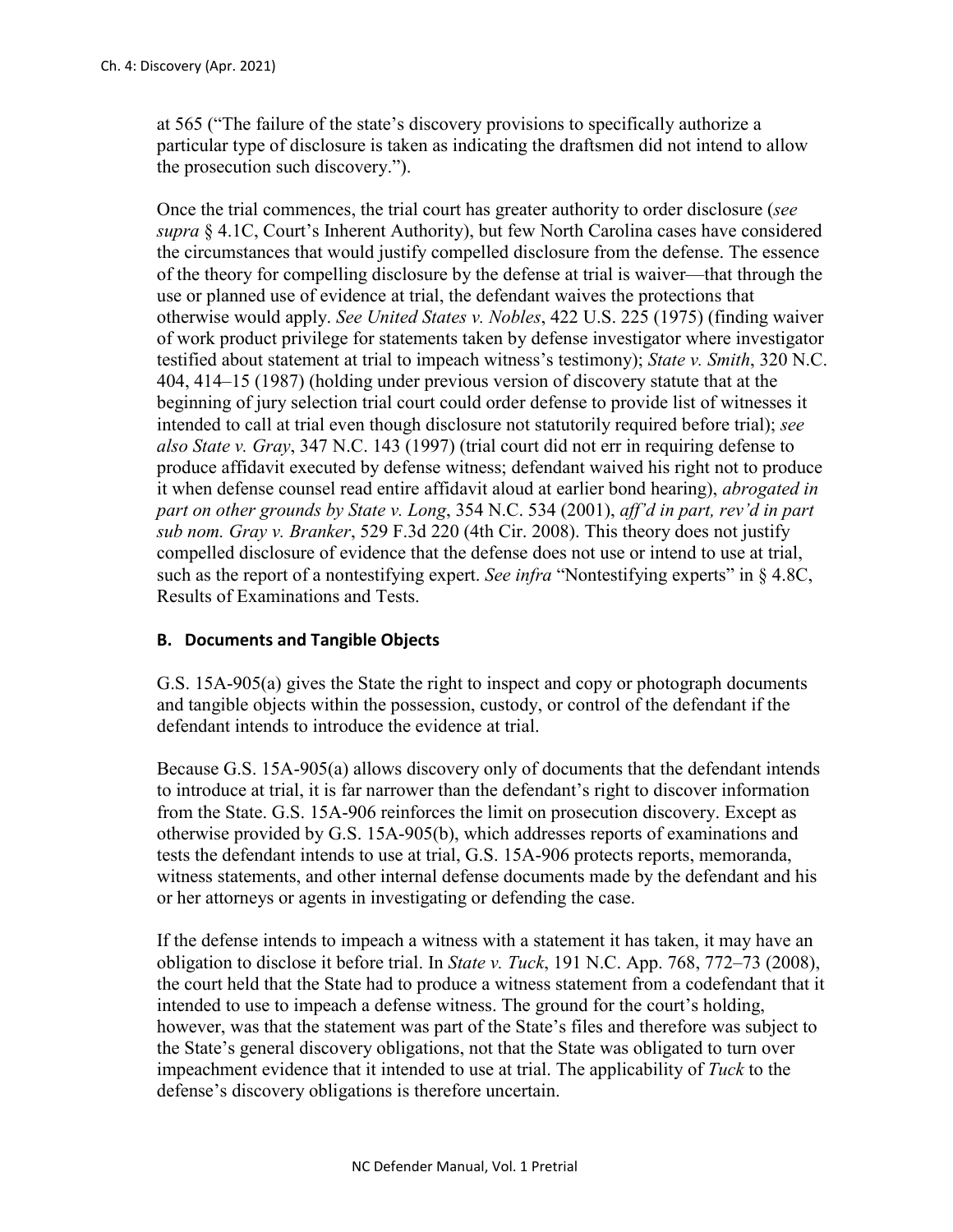at 565 ("The failure of the state's discovery provisions to specifically authorize a particular type of disclosure is taken as indicating the draftsmen did not intend to allow the prosecution such discovery.").

Once the trial commences, the trial court has greater authority to order disclosure (*see supra* § 4.1C, Court's Inherent Authority), but few North Carolina cases have considered the circumstances that would justify compelled disclosure from the defense. The essence of the theory for compelling disclosure by the defense at trial is waiver—that through the use or planned use of evidence at trial, the defendant waives the protections that otherwise would apply. *See United States v. Nobles*, 422 U.S. 225 (1975) (finding waiver of work product privilege for statements taken by defense investigator where investigator testified about statement at trial to impeach witness's testimony); *State v. Smith*, 320 N.C. 404, 414–15 (1987) (holding under previous version of discovery statute that at the beginning of jury selection trial court could order defense to provide list of witnesses it intended to call at trial even though disclosure not statutorily required before trial); *see also State v. Gray*, 347 N.C. 143 (1997) (trial court did not err in requiring defense to produce affidavit executed by defense witness; defendant waived his right not to produce it when defense counsel read entire affidavit aloud at earlier bond hearing), *abrogated in part on other grounds by State v. Long*, 354 N.C. 534 (2001), *aff'd in part, rev'd in part sub nom. Gray v. Branker*, 529 F.3d 220 (4th Cir. 2008). This theory does not justify compelled disclosure of evidence that the defense does not use or intend to use at trial, such as the report of a nontestifying expert. *See infra* "Nontestifying experts" in § 4.8C, Results of Examinations and Tests.

## B. Documents and Tangible Objects

G.S. 15A-905(a) gives the State the right to inspect and copy or photograph documents and tangible objects within the possession, custody, or control of the defendant if the defendant intends to introduce the evidence at trial.

Because G.S. 15A-905(a) allows discovery only of documents that the defendant intends to introduce at trial, it is far narrower than the defendant's right to discover information from the State. G.S. 15A-906 reinforces the limit on prosecution discovery. Except as otherwise provided by G.S. 15A-905(b), which addresses reports of examinations and tests the defendant intends to use at trial, G.S. 15A-906 protects reports, memoranda, witness statements, and other internal defense documents made by the defendant and his or her attorneys or agents in investigating or defending the case.

If the defense intends to impeach a witness with a statement it has taken, it may have an obligation to disclose it before trial. In *State v. Tuck*, 191 N.C. App. 768, 772–73 (2008), the court held that the State had to produce a witness statement from a codefendant that it intended to use to impeach a defense witness. The ground for the court's holding, however, was that the statement was part of the State's files and therefore was subject to the State's general discovery obligations, not that the State was obligated to turn over impeachment evidence that it intended to use at trial. The applicability of *Tuck* to the defense's discovery obligations is therefore uncertain.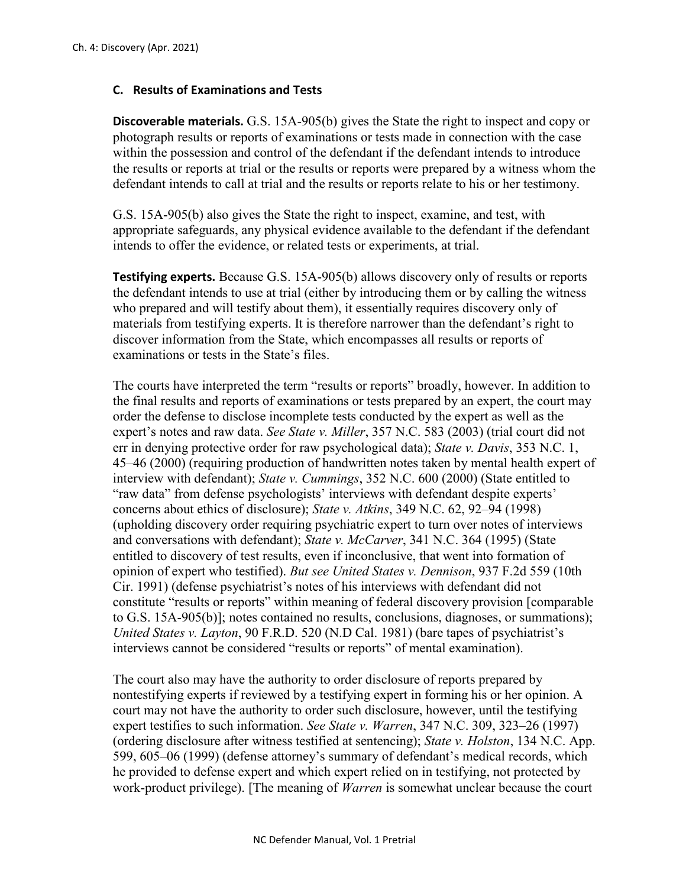### C. Results of Examinations and Tests

**Discoverable materials.** G.S. 15A-905(b) gives the State the right to inspect and copy or photograph results or reports of examinations or tests made in connection with the case within the possession and control of the defendant if the defendant intends to introduce the results or reports at trial or the results or reports were prepared by a witness whom the defendant intends to call at trial and the results or reports relate to his or her testimony.

G.S. 15A-905(b) also gives the State the right to inspect, examine, and test, with appropriate safeguards, any physical evidence available to the defendant if the defendant intends to offer the evidence, or related tests or experiments, at trial.

**Testifying experts.** Because G.S. 15A-905(b) allows discovery only of results or reports the defendant intends to use at trial (either by introducing them or by calling the witness who prepared and will testify about them), it essentially requires discovery only of materials from testifying experts. It is therefore narrower than the defendant's right to discover information from the State, which encompasses all results or reports of examinations or tests in the State's files.

The courts have interpreted the term "results or reports" broadly, however. In addition to the final results and reports of examinations or tests prepared by an expert, the court may order the defense to disclose incomplete tests conducted by the expert as well as the expert's notes and raw data. *See State v. Miller*, 357 N.C. 583 (2003) (trial court did not err in denying protective order for raw psychological data); *State v. Davis*, 353 N.C. 1, 45–46 (2000) (requiring production of handwritten notes taken by mental health expert of interview with defendant); *State v. Cummings*, 352 N.C. 600 (2000) (State entitled to "raw data" from defense psychologists' interviews with defendant despite experts' concerns about ethics of disclosure); *State v. Atkins*, 349 N.C. 62, 92–94 (1998) (upholding discovery order requiring psychiatric expert to turn over notes of interviews and conversations with defendant); *State v. McCarver*, 341 N.C. 364 (1995) (State entitled to discovery of test results, even if inconclusive, that went into formation of opinion of expert who testified). *But see United States v. Dennison*, 937 F.2d 559 (10th Cir. 1991) (defense psychiatrist's notes of his interviews with defendant did not constitute "results or reports" within meaning of federal discovery provision [comparable to G.S. 15A-905(b)]; notes contained no results, conclusions, diagnoses, or summations); *United States v. Layton*, 90 F.R.D. 520 (N.D Cal. 1981) (bare tapes of psychiatrist's interviews cannot be considered "results or reports" of mental examination).

The court also may have the authority to order disclosure of reports prepared by nontestifying experts if reviewed by a testifying expert in forming his or her opinion. A court may not have the authority to order such disclosure, however, until the testifying expert testifies to such information. *See State v. Warren*, 347 N.C. 309, 323–26 (1997) (ordering disclosure after witness testified at sentencing); *State v. Holston*, 134 N.C. App. 599, 605–06 (1999) (defense attorney's summary of defendant's medical records, which he provided to defense expert and which expert relied on in testifying, not protected by work-product privilege). [The meaning of *Warren* is somewhat unclear because the court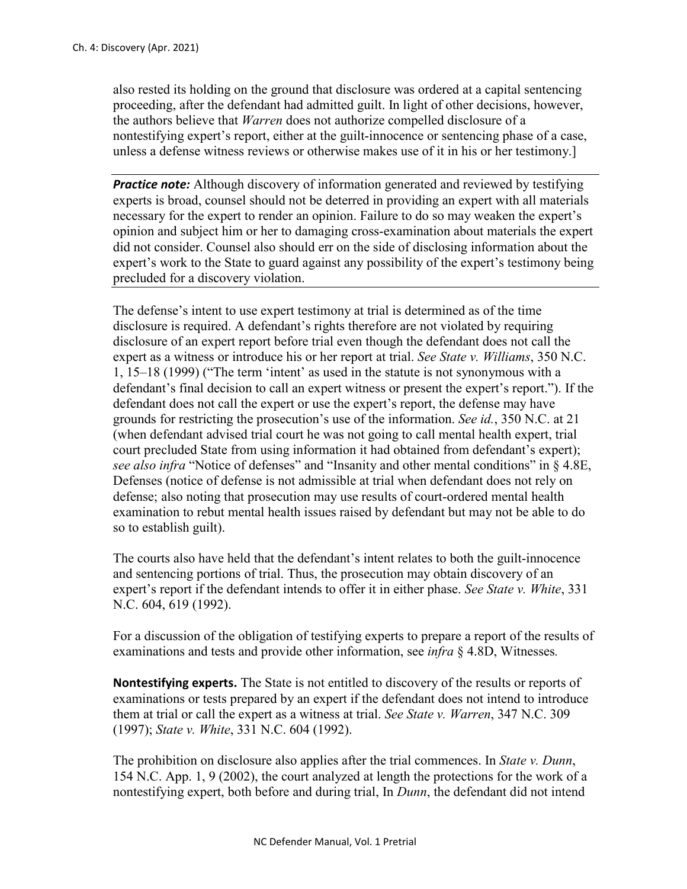also rested its holding on the ground that disclosure was ordered at a capital sentencing proceeding, after the defendant had admitted guilt. In light of other decisions, however, the authors believe that *Warren* does not authorize compelled disclosure of a nontestifying expert's report, either at the guilt-innocence or sentencing phase of a case, unless a defense witness reviews or otherwise makes use of it in his or her testimony.]

***Practice note:*** Although discovery of information generated and reviewed by testifying experts is broad, counsel should not be deterred in providing an expert with all materials necessary for the expert to render an opinion. Failure to do so may weaken the expert's opinion and subject him or her to damaging cross-examination about materials the expert did not consider. Counsel also should err on the side of disclosing information about the expert's work to the State to guard against any possibility of the expert's testimony being precluded for a discovery violation.

The defense's intent to use expert testimony at trial is determined as of the time disclosure is required. A defendant's rights therefore are not violated by requiring disclosure of an expert report before trial even though the defendant does not call the expert as a witness or introduce his or her report at trial. *See State v. Williams*, 350 N.C. 1, 15–18 (1999) ("The term 'intent' as used in the statute is not synonymous with a defendant's final decision to call an expert witness or present the expert's report."). If the defendant does not call the expert or use the expert's report, the defense may have grounds for restricting the prosecution's use of the information. *See id.*, 350 N.C. at 21 (when defendant advised trial court he was not going to call mental health expert, trial court precluded State from using information it had obtained from defendant's expert); *see also infra* "Notice of defenses" and "Insanity and other mental conditions" in § 4.8E, Defenses (notice of defense is not admissible at trial when defendant does not rely on defense; also noting that prosecution may use results of court-ordered mental health examination to rebut mental health issues raised by defendant but may not be able to do so to establish guilt).

The courts also have held that the defendant's intent relates to both the guilt-innocence and sentencing portions of trial. Thus, the prosecution may obtain discovery of an expert's report if the defendant intends to offer it in either phase. *See State v. White*, 331 N.C. 604, 619 (1992).

For a discussion of the obligation of testifying experts to prepare a report of the results of examinations and tests and provide other information, see *infra* § 4.8D, Witnesses.

**Nontestifying experts.** The State is not entitled to discovery of the results or reports of examinations or tests prepared by an expert if the defendant does not intend to introduce them at trial or call the expert as a witness at trial. *See State v. Warren*, 347 N.C. 309 (1997); *State v. White*, 331 N.C. 604 (1992).

The prohibition on disclosure also applies after the trial commences. In *State v. Dunn*, 154 N.C. App. 1, 9 (2002), the court analyzed at length the protections for the work of a nontestifying expert, both before and during trial, In *Dunn*, the defendant did not intend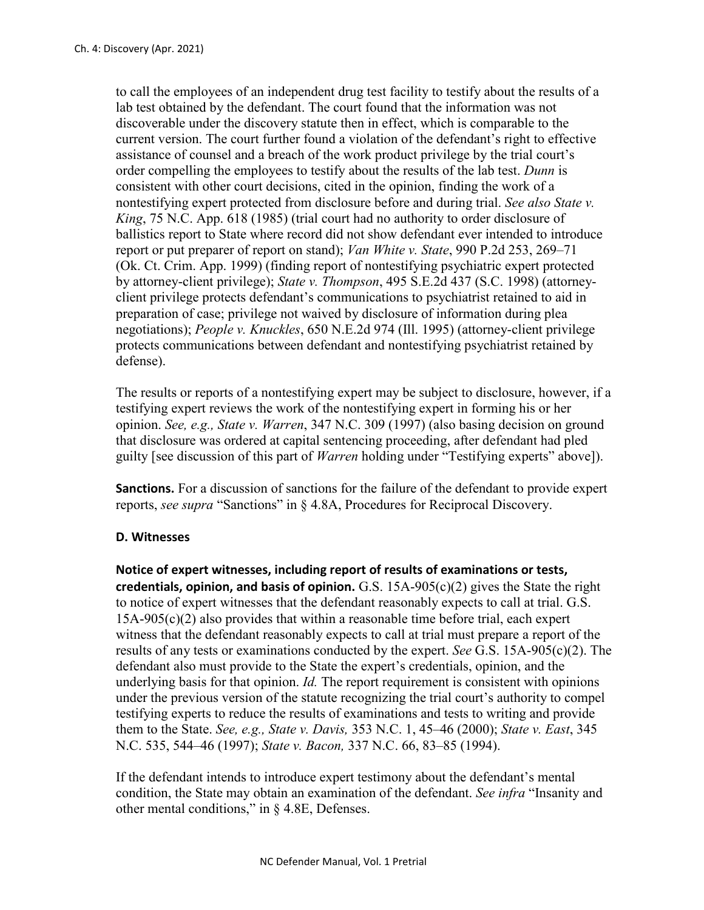to call the employees of an independent drug test facility to testify about the results of a lab test obtained by the defendant. The court found that the information was not discoverable under the discovery statute then in effect, which is comparable to the current version. The court further found a violation of the defendant's right to effective assistance of counsel and a breach of the work product privilege by the trial court's order compelling the employees to testify about the results of the lab test. *Dunn* is consistent with other court decisions, cited in the opinion, finding the work of a nontestifying expert protected from disclosure before and during trial. *See also State v. King*, 75 N.C. App. 618 (1985) (trial court had no authority to order disclosure of ballistics report to State where record did not show defendant ever intended to introduce report or put preparer of report on stand); *Van White v. State*, 990 P.2d 253, 269–71 (Ok. Ct. Crim. App. 1999) (finding report of nontestifying psychiatric expert protected by attorney-client privilege); *State v. Thompson*, 495 S.E.2d 437 (S.C. 1998) (attorney-client privilege protects defendant's communications to psychiatrist retained to aid in preparation of case; privilege not waived by disclosure of information during plea negotiations); *People v. Knuckles*, 650 N.E.2d 974 (Ill. 1995) (attorney-client privilege protects communications between defendant and nontestifying psychiatrist retained by defense).

The results or reports of a nontestifying expert may be subject to disclosure, however, if a testifying expert reviews the work of the nontestifying expert in forming his or her opinion. *See, e.g., State v. Warren*, 347 N.C. 309 (1997) (also basing decision on ground that disclosure was ordered at capital sentencing proceeding, after defendant had pled guilty [see discussion of this part of *Warren* holding under "Testifying experts" above]).

**Sanctions.** For a discussion of sanctions for the failure of the defendant to provide expert reports, *see supra* "Sanctions" in § 4.8A, Procedures for Reciprocal Discovery.

### D. Witnesses

**Notice of expert witnesses, including report of results of examinations or tests, credentials, opinion, and basis of opinion.** G.S. 15A-905(c)(2) gives the State the right to notice of expert witnesses that the defendant reasonably expects to call at trial. G.S. 15A-905(c)(2) also provides that within a reasonable time before trial, each expert witness that the defendant reasonably expects to call at trial must prepare a report of the results of any tests or examinations conducted by the expert. *See* G.S. 15A-905(c)(2). The defendant also must provide to the State the expert's credentials, opinion, and the underlying basis for that opinion. *Id.* The report requirement is consistent with opinions under the previous version of the statute recognizing the trial court's authority to compel testifying experts to reduce the results of examinations and tests to writing and provide them to the State. *See, e.g., State v. Davis,* 353 N.C. 1, 45–46 (2000); *State v. East*, 345 N.C. 535, 544–46 (1997); *State v. Bacon,* 337 N.C. 66, 83–85 (1994).

If the defendant intends to introduce expert testimony about the defendant's mental condition, the State may obtain an examination of the defendant. *See infra* "Insanity and other mental conditions," in § 4.8E, Defenses.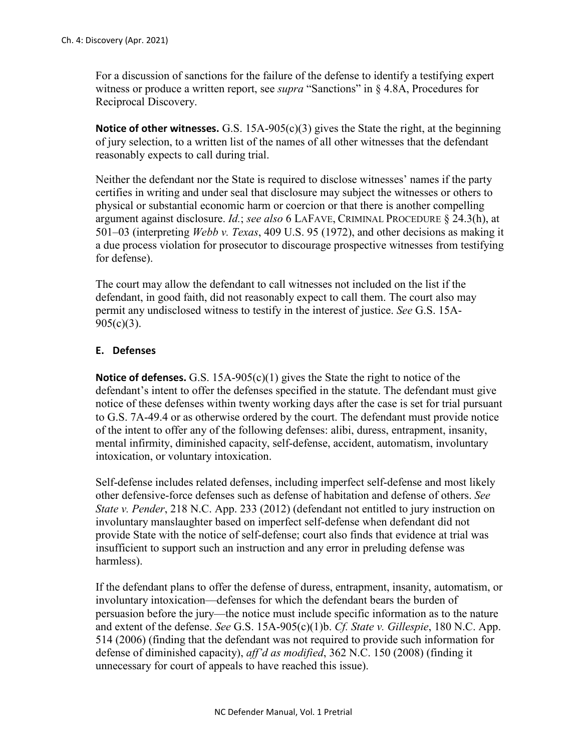For a discussion of sanctions for the failure of the defense to identify a testifying expert witness or produce a written report, see *supra* "Sanctions" in § 4.8A, Procedures for Reciprocal Discovery.

**Notice of other witnesses.** G.S. 15A-905(c)(3) gives the State the right, at the beginning of jury selection, to a written list of the names of all other witnesses that the defendant reasonably expects to call during trial.

Neither the defendant nor the State is required to disclose witnesses' names if the party certifies in writing and under seal that disclosure may subject the witnesses or others to physical or substantial economic harm or coercion or that there is another compelling argument against disclosure. *Id.*; *see also* 6 LAFAVE, CRIMINAL PROCEDURE § 24.3(h), at 501–03 (interpreting *Webb v. Texas*, 409 U.S. 95 (1972), and other decisions as making it a due process violation for prosecutor to discourage prospective witnesses from testifying for defense).

The court may allow the defendant to call witnesses not included on the list if the defendant, in good faith, did not reasonably expect to call them. The court also may permit any undisclosed witness to testify in the interest of justice. *See* G.S. 15A-905(c)(3).

## E. Defenses

**Notice of defenses.** G.S. 15A-905(c)(1) gives the State the right to notice of the defendant's intent to offer the defenses specified in the statute. The defendant must give notice of these defenses within twenty working days after the case is set for trial pursuant to G.S. 7A-49.4 or as otherwise ordered by the court. The defendant must provide notice of the intent to offer any of the following defenses: alibi, duress, entrapment, insanity, mental infirmity, diminished capacity, self-defense, accident, automatism, involuntary intoxication, or voluntary intoxication.

Self-defense includes related defenses, including imperfect self-defense and most likely other defensive-force defenses such as defense of habitation and defense of others. *See State v. Pender*, 218 N.C. App. 233 (2012) (defendant not entitled to jury instruction on involuntary manslaughter based on imperfect self-defense when defendant did not provide State with the notice of self-defense; court also finds that evidence at trial was insufficient to support such an instruction and any error in preluding defense was harmless).

If the defendant plans to offer the defense of duress, entrapment, insanity, automatism, or involuntary intoxication—defenses for which the defendant bears the burden of persuasion before the jury—the notice must include specific information as to the nature and extent of the defense. *See* G.S. 15A-905(c)(1)b. *Cf. State v. Gillespie*, 180 N.C. App. 514 (2006) (finding that the defendant was not required to provide such information for defense of diminished capacity), *aff'd as modified*, 362 N.C. 150 (2008) (finding it unnecessary for court of appeals to have reached this issue).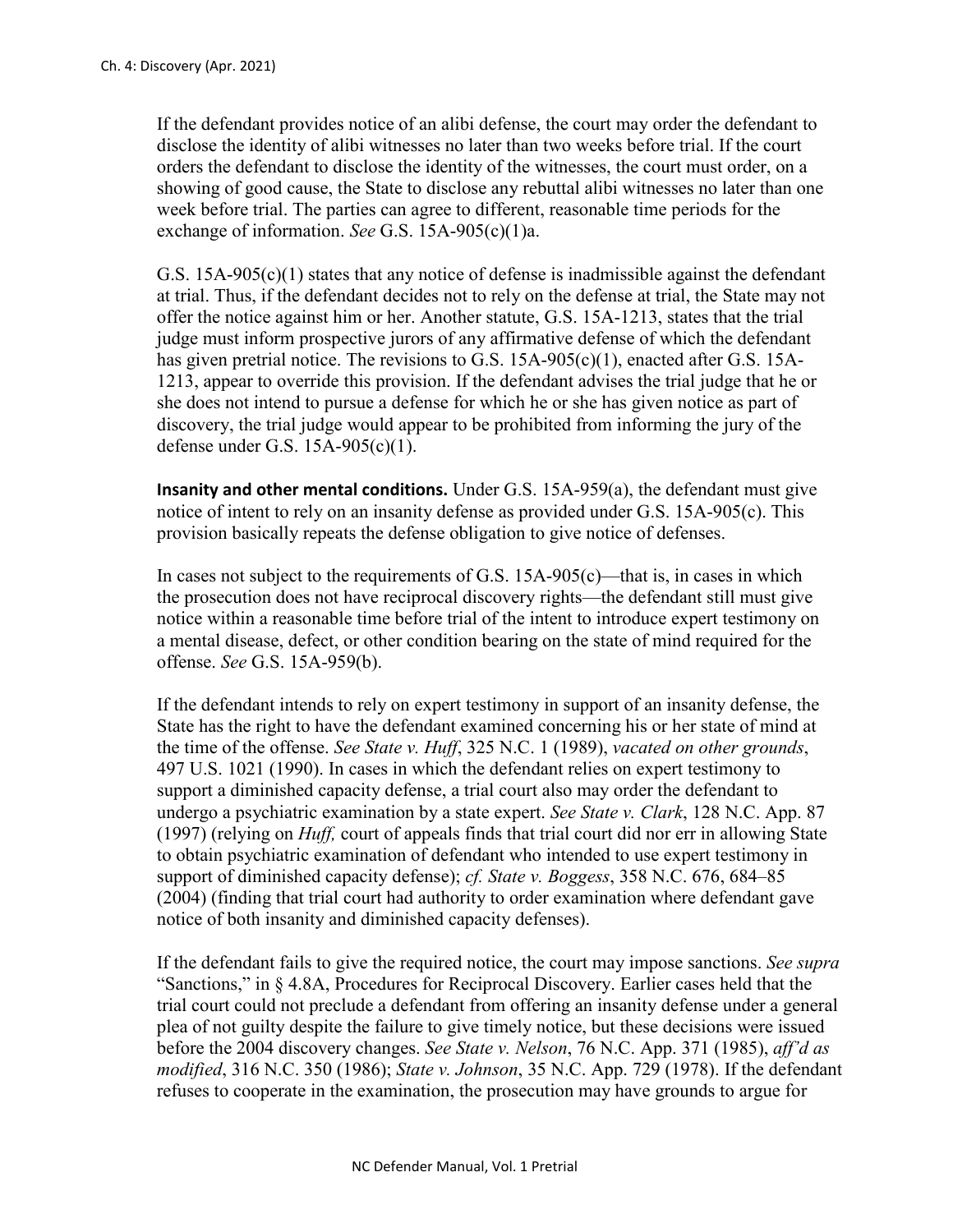If the defendant provides notice of an alibi defense, the court may order the defendant to disclose the identity of alibi witnesses no later than two weeks before trial. If the court orders the defendant to disclose the identity of the witnesses, the court must order, on a showing of good cause, the State to disclose any rebuttal alibi witnesses no later than one week before trial. The parties can agree to different, reasonable time periods for the exchange of information. *See* G.S. 15A-905(c)(1)a.

G.S. 15A-905(c)(1) states that any notice of defense is inadmissible against the defendant at trial. Thus, if the defendant decides not to rely on the defense at trial, the State may not offer the notice against him or her. Another statute, G.S. 15A-1213, states that the trial judge must inform prospective jurors of any affirmative defense of which the defendant has given pretrial notice. The revisions to G.S. 15A-905(c)(1), enacted after G.S. 15A-1213, appear to override this provision. If the defendant advises the trial judge that he or she does not intend to pursue a defense for which he or she has given notice as part of discovery, the trial judge would appear to be prohibited from informing the jury of the defense under G.S. 15A-905(c)(1).

**Insanity and other mental conditions.** Under G.S. 15A-959(a), the defendant must give notice of intent to rely on an insanity defense as provided under G.S. 15A-905(c). This provision basically repeats the defense obligation to give notice of defenses.

In cases not subject to the requirements of G.S. 15A-905(c)—that is, in cases in which the prosecution does not have reciprocal discovery rights—the defendant still must give notice within a reasonable time before trial of the intent to introduce expert testimony on a mental disease, defect, or other condition bearing on the state of mind required for the offense. *See* G.S. 15A-959(b).

If the defendant intends to rely on expert testimony in support of an insanity defense, the State has the right to have the defendant examined concerning his or her state of mind at the time of the offense. *See State v. Huff*, 325 N.C. 1 (1989), *vacated on other grounds*, 497 U.S. 1021 (1990). In cases in which the defendant relies on expert testimony to support a diminished capacity defense, a trial court also may order the defendant to undergo a psychiatric examination by a state expert. *See State v. Clark*, 128 N.C. App. 87 (1997) (relying on *Huff,* court of appeals finds that trial court did nor err in allowing State to obtain psychiatric examination of defendant who intended to use expert testimony in support of diminished capacity defense); *cf. State v. Boggess*, 358 N.C. 676, 684–85 (2004) (finding that trial court had authority to order examination where defendant gave notice of both insanity and diminished capacity defenses).

If the defendant fails to give the required notice, the court may impose sanctions. *See supra* "Sanctions," in § 4.8A, Procedures for Reciprocal Discovery. Earlier cases held that the trial court could not preclude a defendant from offering an insanity defense under a general plea of not guilty despite the failure to give timely notice, but these decisions were issued before the 2004 discovery changes. *See State v. Nelson*, 76 N.C. App. 371 (1985), *aff'd as modified*, 316 N.C. 350 (1986); *State v. Johnson*, 35 N.C. App. 729 (1978). If the defendant refuses to cooperate in the examination, the prosecution may have grounds to argue for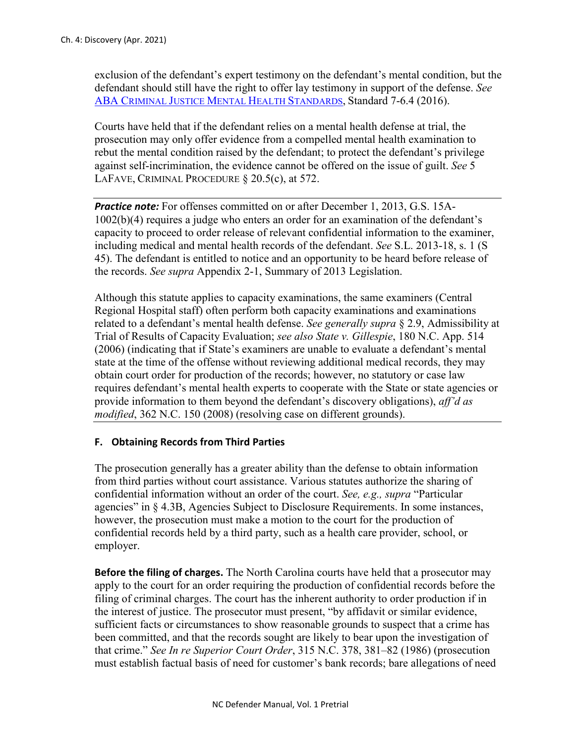exclusion of the defendant's expert testimony on the defendant's mental condition, but the defendant should still have the right to offer lay testimony in support of the defense. *See* ABA CRIMINAL JUSTICE MENTAL HEALTH STANDARDS, Standard 7-6.4 (2016).

Courts have held that if the defendant relies on a mental health defense at trial, the prosecution may only offer evidence from a compelled mental health examination to rebut the mental condition raised by the defendant; to protect the defendant's privilege against self-incrimination, the evidence cannot be offered on the issue of guilt. *See* 5 LAFAVE, CRIMINAL PROCEDURE § 20.5(c), at 572.

---

***Practice note:*** For offenses committed on or after December 1, 2013, G.S. 15A-1002(b)(4) requires a judge who enters an order for an examination of the defendant's capacity to proceed to order release of relevant confidential information to the examiner, including medical and mental health records of the defendant. *See* S.L. 2013-18, s. 1 (S 45). The defendant is entitled to notice and an opportunity to be heard before release of the records. *See supra* Appendix 2-1, Summary of 2013 Legislation.

Although this statute applies to capacity examinations, the same examiners (Central Regional Hospital staff) often perform both capacity examinations and examinations related to a defendant's mental health defense. *See generally supra* § 2.9, Admissibility at Trial of Results of Capacity Evaluation; *see also State v. Gillespie*, 180 N.C. App. 514 (2006) (indicating that if State's examiners are unable to evaluate a defendant's mental state at the time of the offense without reviewing additional medical records, they may obtain court order for production of the records; however, no statutory or case law requires defendant's mental health experts to cooperate with the State or state agencies or provide information to them beyond the defendant's discovery obligations), *aff'd as modified*, 362 N.C. 150 (2008) (resolving case on different grounds).

---

### F. Obtaining Records from Third Parties

The prosecution generally has a greater ability than the defense to obtain information from third parties without court assistance. Various statutes authorize the sharing of confidential information without an order of the court. *See, e.g., supra* "Particular agencies" in § 4.3B, Agencies Subject to Disclosure Requirements. In some instances, however, the prosecution must make a motion to the court for the production of confidential records held by a third party, such as a health care provider, school, or employer.

**Before the filing of charges.** The North Carolina courts have held that a prosecutor may apply to the court for an order requiring the production of confidential records before the filing of criminal charges. The court has the inherent authority to order production if in the interest of justice. The prosecutor must present, "by affidavit or similar evidence, sufficient facts or circumstances to show reasonable grounds to suspect that a crime has been committed, and that the records sought are likely to bear upon the investigation of that crime." *See In re Superior Court Order*, 315 N.C. 378, 381–82 (1986) (prosecution must establish factual basis of need for customer's bank records; bare allegations of need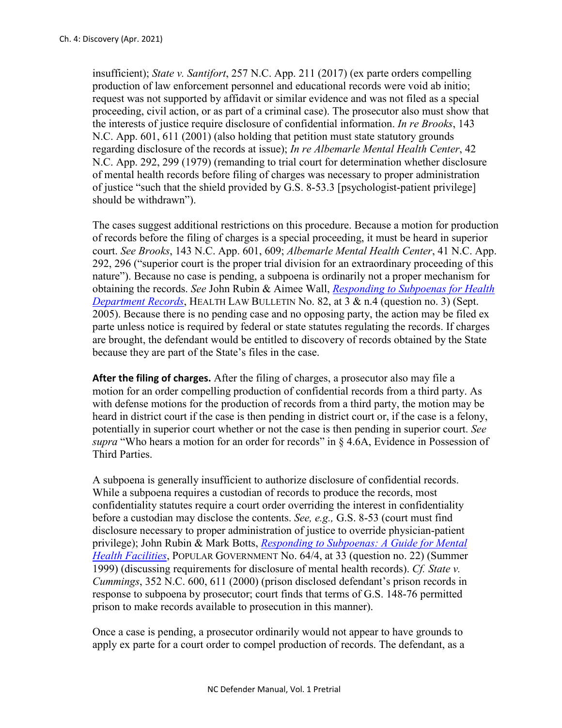insufficient); *State v. Santifort*, 257 N.C. App. 211 (2017) (ex parte orders compelling production of law enforcement personnel and educational records were void ab initio; request was not supported by affidavit or similar evidence and was not filed as a special proceeding, civil action, or as part of a criminal case). The prosecutor also must show that the interests of justice require disclosure of confidential information. *In re Brooks*, 143 N.C. App. 601, 611 (2001) (also holding that petition must state statutory grounds regarding disclosure of the records at issue); *In re Albemarle Mental Health Center*, 42 N.C. App. 292, 299 (1979) (remanding to trial court for determination whether disclosure of mental health records before filing of charges was necessary to proper administration of justice "such that the shield provided by G.S. 8-53.3 [psychologist-patient privilege] should be withdrawn").

The cases suggest additional restrictions on this procedure. Because a motion for production of records before the filing of charges is a special proceeding, it must be heard in superior court. *See Brooks*, 143 N.C. App. 601, 609; *Albemarle Mental Health Center*, 41 N.C. App. 292, 296 ("superior court is the proper trial division for an extraordinary proceeding of this nature"). Because no case is pending, a subpoena is ordinarily not a proper mechanism for obtaining the records. *See* John Rubin & Aimee Wall, *Responding to Subpoenas for Health Department Records*, HEALTH LAW BULLETIN No. 82, at 3 & n.4 (question no. 3) (Sept. 2005). Because there is no pending case and no opposing party, the action may be filed ex parte unless notice is required by federal or state statutes regulating the records. If charges are brought, the defendant would be entitled to discovery of records obtained by the State because they are part of the State's files in the case.

**After the filing of charges.** After the filing of charges, a prosecutor also may file a motion for an order compelling production of confidential records from a third party. As with defense motions for the production of records from a third party, the motion may be heard in district court if the case is then pending in district court or, if the case is a felony, potentially in superior court whether or not the case is then pending in superior court. *See supra* "Who hears a motion for an order for records" in § 4.6A, Evidence in Possession of Third Parties.

A subpoena is generally insufficient to authorize disclosure of confidential records. While a subpoena requires a custodian of records to produce the records, most confidentiality statutes require a court order overriding the interest in confidentiality before a custodian may disclose the contents. *See, e.g.,* G.S. 8-53 (court must find disclosure necessary to proper administration of justice to override physician-patient privilege); John Rubin & Mark Botts, *Responding to Subpoenas: A Guide for Mental Health Facilities*, POPULAR GOVERNMENT No. 64/4, at 33 (question no. 22) (Summer 1999) (discussing requirements for disclosure of mental health records). *Cf. State v. Cummings*, 352 N.C. 600, 611 (2000) (prison disclosed defendant's prison records in response to subpoena by prosecutor; court finds that terms of G.S. 148-76 permitted prison to make records available to prosecution in this manner).

Once a case is pending, a prosecutor ordinarily would not appear to have grounds to apply ex parte for a court order to compel production of records. The defendant, as a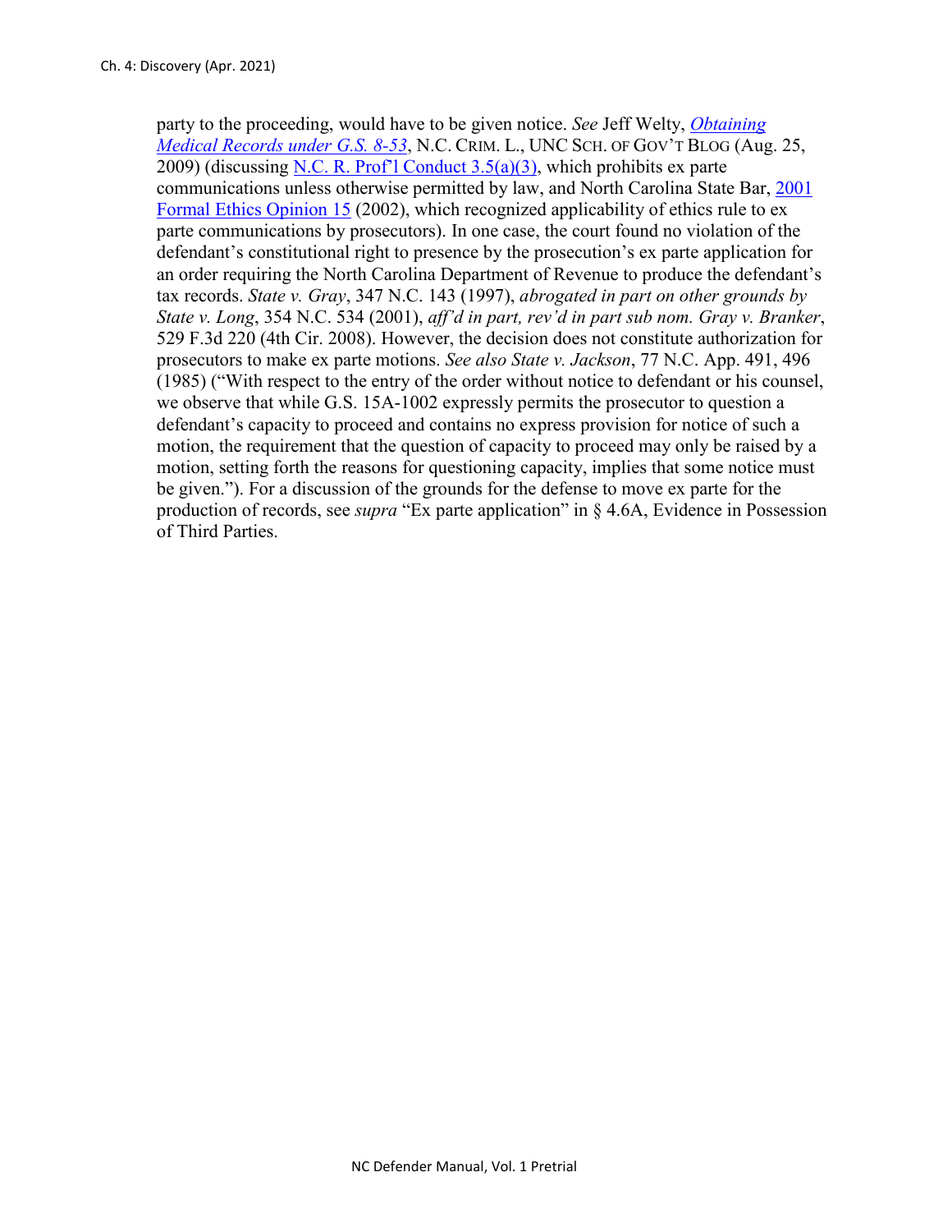party to the proceeding, would have to be given notice. *See* Jeff Welty, *Obtaining Medical Records under G.S. 8-53*, N.C. CRIM. L., UNC SCH. OF GOV'T BLOG (Aug. 25, 2009) (discussing N.C. R. Prof'l Conduct 3.5(a)(3), which prohibits ex parte communications unless otherwise permitted by law, and North Carolina State Bar, 2001 Formal Ethics Opinion 15 (2002), which recognized applicability of ethics rule to ex parte communications by prosecutors). In one case, the court found no violation of the defendant's constitutional right to presence by the prosecution's ex parte application for an order requiring the North Carolina Department of Revenue to produce the defendant's tax records. *State v. Gray*, 347 N.C. 143 (1997), *abrogated in part on other grounds by State v. Long*, 354 N.C. 534 (2001), *aff'd in part, rev'd in part sub nom. Gray v. Branker*, 529 F.3d 220 (4th Cir. 2008). However, the decision does not constitute authorization for prosecutors to make ex parte motions. *See also State v. Jackson*, 77 N.C. App. 491, 496 (1985) ("With respect to the entry of the order without notice to defendant or his counsel, we observe that while G.S. 15A-1002 expressly permits the prosecutor to question a defendant's capacity to proceed and contains no express provision for notice of such a motion, the requirement that the question of capacity to proceed may only be raised by a motion, setting forth the reasons for questioning capacity, implies that some notice must be given."). For a discussion of the grounds for the defense to move ex parte for the production of records, see *supra* "Ex parte application" in § 4.6A, Evidence in Possession of Third Parties.